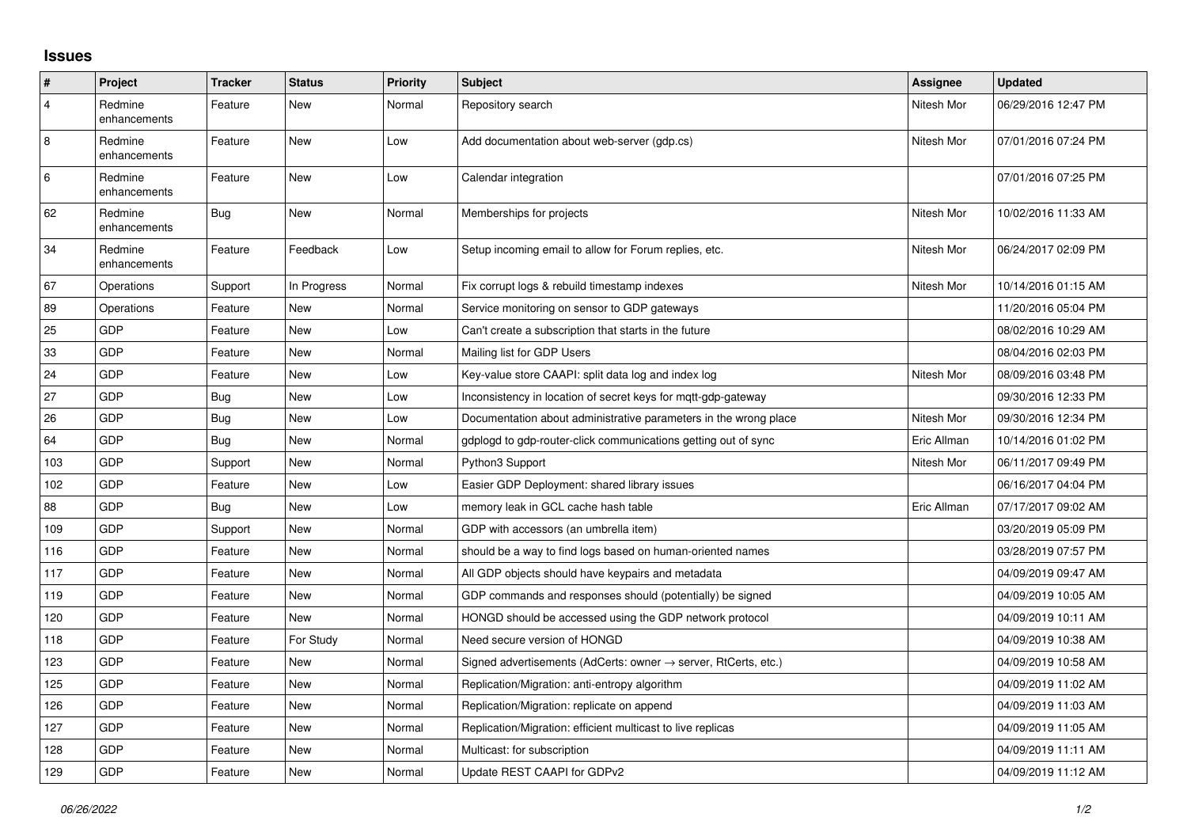# Issues

| # | Project | Tracker | Status | Priority | Subject | Assignee | Updated |
| --- | --- | --- | --- | --- | --- | --- | --- |
| 4 | Redmine enhancements | Feature | New | Normal | Repository search | Nitesh Mor | 06/29/2016 12:47 PM |
| 8 | Redmine enhancements | Feature | New | Low | Add documentation about web-server (gdp.cs) | Nitesh Mor | 07/01/2016 07:24 PM |
| 6 | Redmine enhancements | Feature | New | Low | Calendar integration | | 07/01/2016 07:25 PM |
| 62 | Redmine enhancements | Bug | New | Normal | Memberships for projects | Nitesh Mor | 10/02/2016 11:33 AM |
| 34 | Redmine enhancements | Feature | Feedback | Low | Setup incoming email to allow for Forum replies, etc. | Nitesh Mor | 06/24/2017 02:09 PM |
| 67 | Operations | Support | In Progress | Normal | Fix corrupt logs & rebuild timestamp indexes | Nitesh Mor | 10/14/2016 01:15 AM |
| 89 | Operations | Feature | New | Normal | Service monitoring on sensor to GDP gateways | | 11/20/2016 05:04 PM |
| 25 | GDP | Feature | New | Low | Can't create a subscription that starts in the future | | 08/02/2016 10:29 AM |
| 33 | GDP | Feature | New | Normal | Mailing list for GDP Users | | 08/04/2016 02:03 PM |
| 24 | GDP | Feature | New | Low | Key-value store CAAPI: split data log and index log | Nitesh Mor | 08/09/2016 03:48 PM |
| 27 | GDP | Bug | New | Low | Inconsistency in location of secret keys for mqtt-gdp-gateway | | 09/30/2016 12:33 PM |
| 26 | GDP | Bug | New | Low | Documentation about administrative parameters in the wrong place | Nitesh Mor | 09/30/2016 12:34 PM |
| 64 | GDP | Bug | New | Normal | gdplogd to gdp-router-click communications getting out of sync | Eric Allman | 10/14/2016 01:02 PM |
| 103 | GDP | Support | New | Normal | Python3 Support | Nitesh Mor | 06/11/2017 09:49 PM |
| 102 | GDP | Feature | New | Low | Easier GDP Deployment: shared library issues | | 06/16/2017 04:04 PM |
| 88 | GDP | Bug | New | Low | memory leak in GCL cache hash table | Eric Allman | 07/17/2017 09:02 AM |
| 109 | GDP | Support | New | Normal | GDP with accessors (an umbrella item) | | 03/20/2019 05:09 PM |
| 116 | GDP | Feature | New | Normal | should be a way to find logs based on human-oriented names | | 03/28/2019 07:57 PM |
| 117 | GDP | Feature | New | Normal | All GDP objects should have keypairs and metadata | | 04/09/2019 09:47 AM |
| 119 | GDP | Feature | New | Normal | GDP commands and responses should (potentially) be signed | | 04/09/2019 10:05 AM |
| 120 | GDP | Feature | New | Normal | HONGD should be accessed using the GDP network protocol | | 04/09/2019 10:11 AM |
| 118 | GDP | Feature | For Study | Normal | Need secure version of HONGD | | 04/09/2019 10:38 AM |
| 123 | GDP | Feature | New | Normal | Signed advertisements (AdCerts: owner → server, RtCerts, etc.) | | 04/09/2019 10:58 AM |
| 125 | GDP | Feature | New | Normal | Replication/Migration: anti-entropy algorithm | | 04/09/2019 11:02 AM |
| 126 | GDP | Feature | New | Normal | Replication/Migration: replicate on append | | 04/09/2019 11:03 AM |
| 127 | GDP | Feature | New | Normal | Replication/Migration: efficient multicast to live replicas | | 04/09/2019 11:05 AM |
| 128 | GDP | Feature | New | Normal | Multicast: for subscription | | 04/09/2019 11:11 AM |
| 129 | GDP | Feature | New | Normal | Update REST CAAPI for GDPv2 | | 04/09/2019 11:12 AM |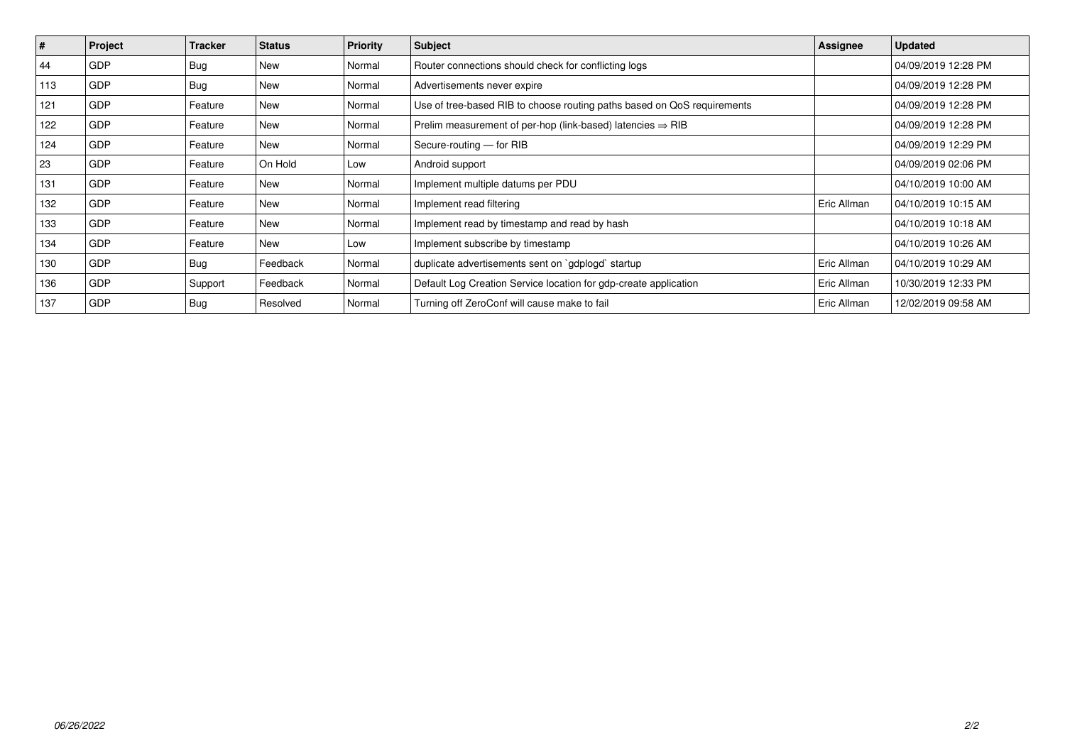| # | Project | Tracker | Status | Priority | Subject | Assignee | Updated |
|---|---|---|---|---|---|---|---|
| 44 | GDP | Bug | New | Normal | Router connections should check for conflicting logs | | 04/09/2019 12:28 PM |
| 113 | GDP | Bug | New | Normal | Advertisements never expire | | 04/09/2019 12:28 PM |
| 121 | GDP | Feature | New | Normal | Use of tree-based RIB to choose routing paths based on QoS requirements | | 04/09/2019 12:28 PM |
| 122 | GDP | Feature | New | Normal | Prelim measurement of per-hop (link-based) latencies ⇒ RIB | | 04/09/2019 12:28 PM |
| 124 | GDP | Feature | New | Normal | Secure-routing — for RIB | | 04/09/2019 12:29 PM |
| 23 | GDP | Feature | On Hold | Low | Android support | | 04/09/2019 02:06 PM |
| 131 | GDP | Feature | New | Normal | Implement multiple datums per PDU | | 04/10/2019 10:00 AM |
| 132 | GDP | Feature | New | Normal | Implement read filtering | Eric Allman | 04/10/2019 10:15 AM |
| 133 | GDP | Feature | New | Normal | Implement read by timestamp and read by hash | | 04/10/2019 10:18 AM |
| 134 | GDP | Feature | New | Low | Implement subscribe by timestamp | | 04/10/2019 10:26 AM |
| 130 | GDP | Bug | Feedback | Normal | duplicate advertisements sent on `gdplogd` startup | Eric Allman | 04/10/2019 10:29 AM |
| 136 | GDP | Support | Feedback | Normal | Default Log Creation Service location for gdp-create application | Eric Allman | 10/30/2019 12:33 PM |
| 137 | GDP | Bug | Resolved | Normal | Turning off ZeroConf will cause make to fail | Eric Allman | 12/02/2019 09:58 AM |

*06/26/2022*